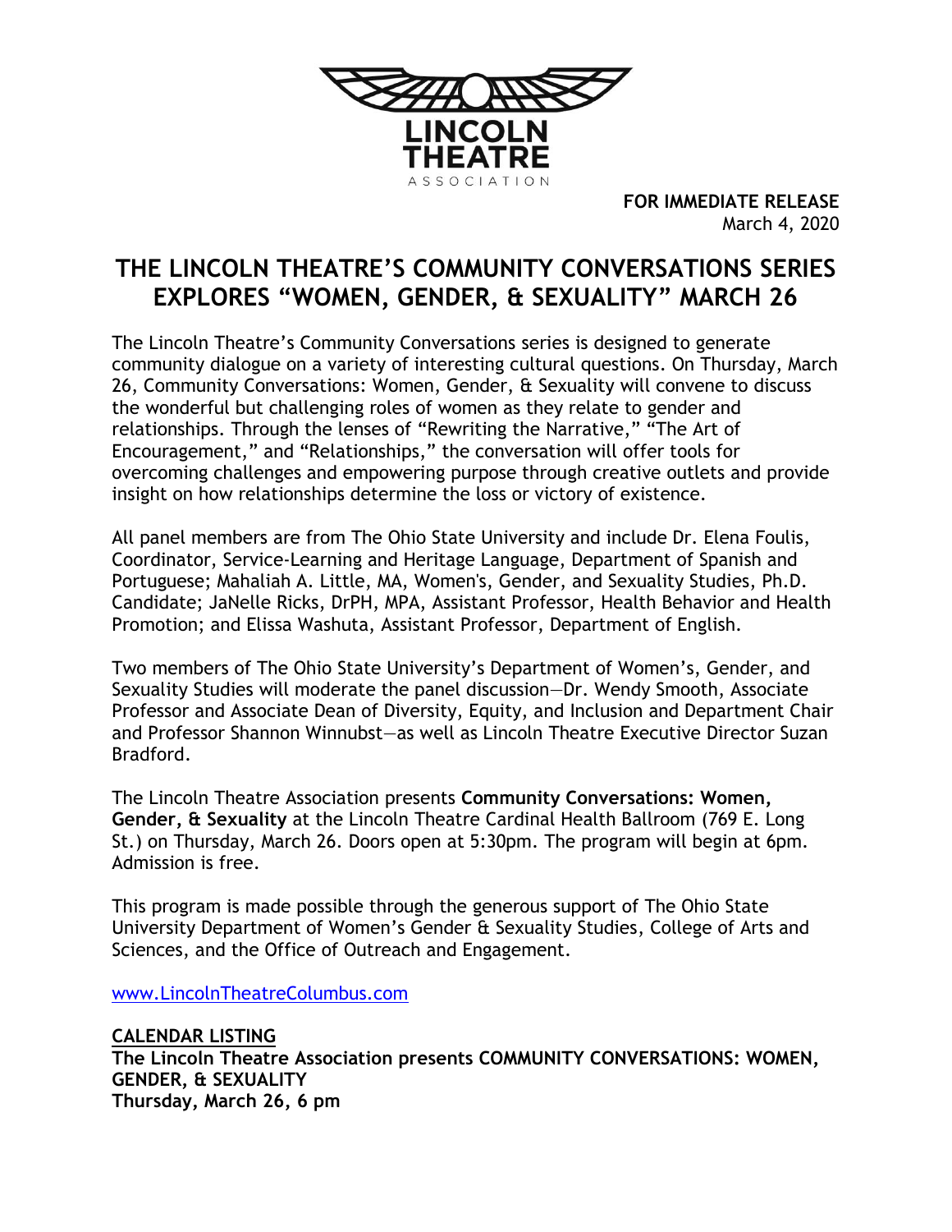LINCOLN THEATRE ASSOCIATION

**FOR IMMEDIATE RELEASE**
March 4, 2020

# THE LINCOLN THEATRE'S COMMUNITY CONVERSATIONS SERIES EXPLORES "WOMEN, GENDER, & SEXUALITY" MARCH 26

The Lincoln Theatre's Community Conversations series is designed to generate community dialogue on a variety of interesting cultural questions. On Thursday, March 26, Community Conversations: Women, Gender, & Sexuality will convene to discuss the wonderful but challenging roles of women as they relate to gender and relationships. Through the lenses of "Rewriting the Narrative," "The Art of Encouragement," and "Relationships," the conversation will offer tools for overcoming challenges and empowering purpose through creative outlets and provide insight on how relationships determine the loss or victory of existence.

All panel members are from The Ohio State University and include Dr. Elena Foulis, Coordinator, Service-Learning and Heritage Language, Department of Spanish and Portuguese; Mahaliah A. Little, MA, Women's, Gender, and Sexuality Studies, Ph.D. Candidate; JaNelle Ricks, DrPH, MPA, Assistant Professor, Health Behavior and Health Promotion; and Elissa Washuta, Assistant Professor, Department of English.

Two members of The Ohio State University's Department of Women's, Gender, and Sexuality Studies will moderate the panel discussion—Dr. Wendy Smooth, Associate Professor and Associate Dean of Diversity, Equity, and Inclusion and Department Chair and Professor Shannon Winnubst—as well as Lincoln Theatre Executive Director Suzan Bradford.

The Lincoln Theatre Association presents **Community Conversations: Women, Gender, & Sexuality** at the Lincoln Theatre Cardinal Health Ballroom (769 E. Long St.) on Thursday, March 26. Doors open at 5:30pm. The program will begin at 6pm. Admission is free.

This program is made possible through the generous support of The Ohio State University Department of Women's Gender & Sexuality Studies, College of Arts and Sciences, and the Office of Outreach and Engagement.

www.LincolnTheatreColumbus.com

**CALENDAR LISTING**
**The Lincoln Theatre Association presents COMMUNITY CONVERSATIONS: WOMEN, GENDER, & SEXUALITY**
**Thursday, March 26, 6 pm**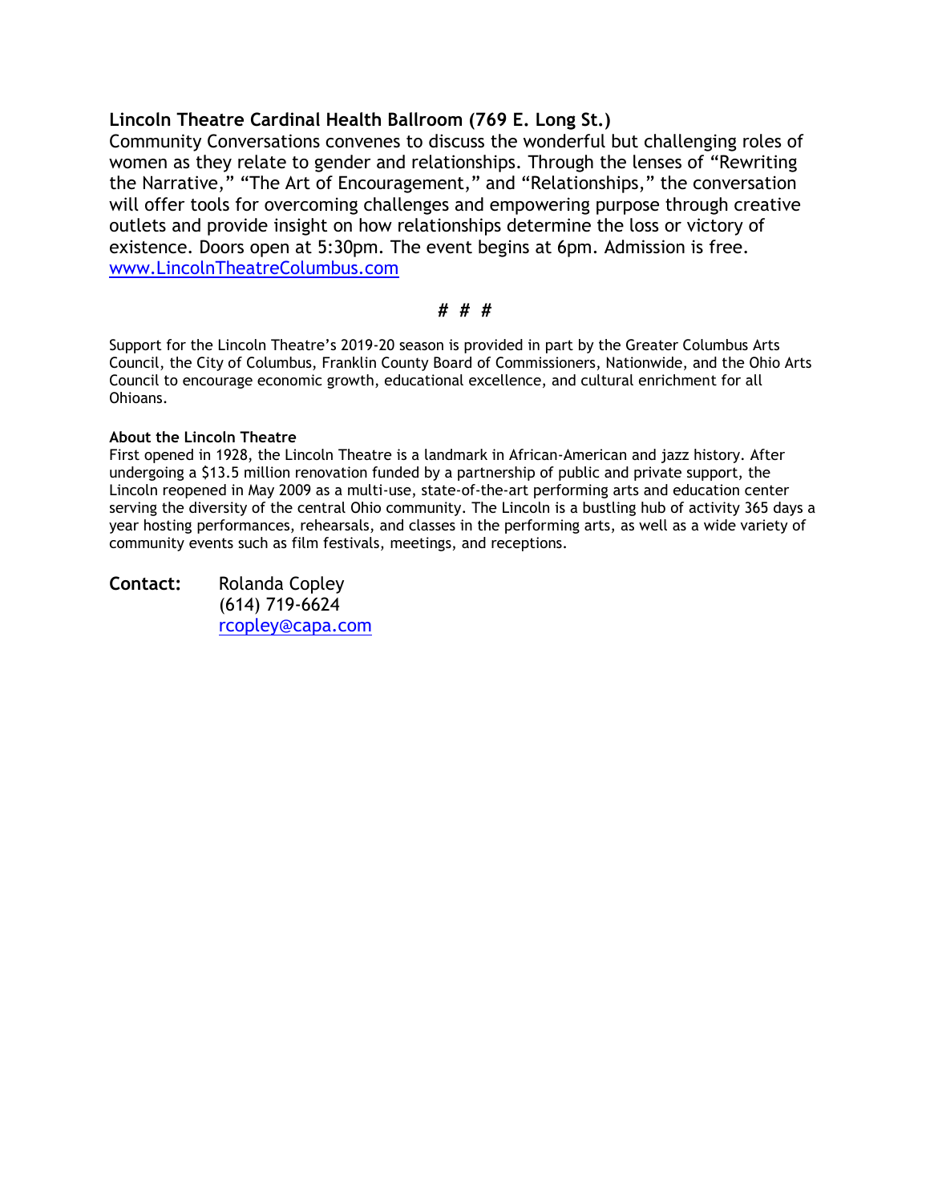**Lincoln Theatre Cardinal Health Ballroom (769 E. Long St.)**
Community Conversations convenes to discuss the wonderful but challenging roles of women as they relate to gender and relationships. Through the lenses of "Rewriting the Narrative," "The Art of Encouragement," and "Relationships," the conversation will offer tools for overcoming challenges and empowering purpose through creative outlets and provide insight on how relationships determine the loss or victory of existence. Doors open at 5:30pm. The event begins at 6pm. Admission is free. [www.LincolnTheatreColumbus.com](http://www.LincolnTheatreColumbus.com)

# # #

Support for the Lincoln Theatre's 2019-20 season is provided in part by the Greater Columbus Arts Council, the City of Columbus, Franklin County Board of Commissioners, Nationwide, and the Ohio Arts Council to encourage economic growth, educational excellence, and cultural enrichment for all Ohioans.

**About the Lincoln Theatre**
First opened in 1928, the Lincoln Theatre is a landmark in African-American and jazz history. After undergoing a $13.5 million renovation funded by a partnership of public and private support, the Lincoln reopened in May 2009 as a multi-use, state-of-the-art performing arts and education center serving the diversity of the central Ohio community. The Lincoln is a bustling hub of activity 365 days a year hosting performances, rehearsals, and classes in the performing arts, as well as a wide variety of community events such as film festivals, meetings, and receptions.

**Contact:** Rolanda Copley
(614) 719-6624
[rcopley@capa.com](mailto:rcopley@capa.com)